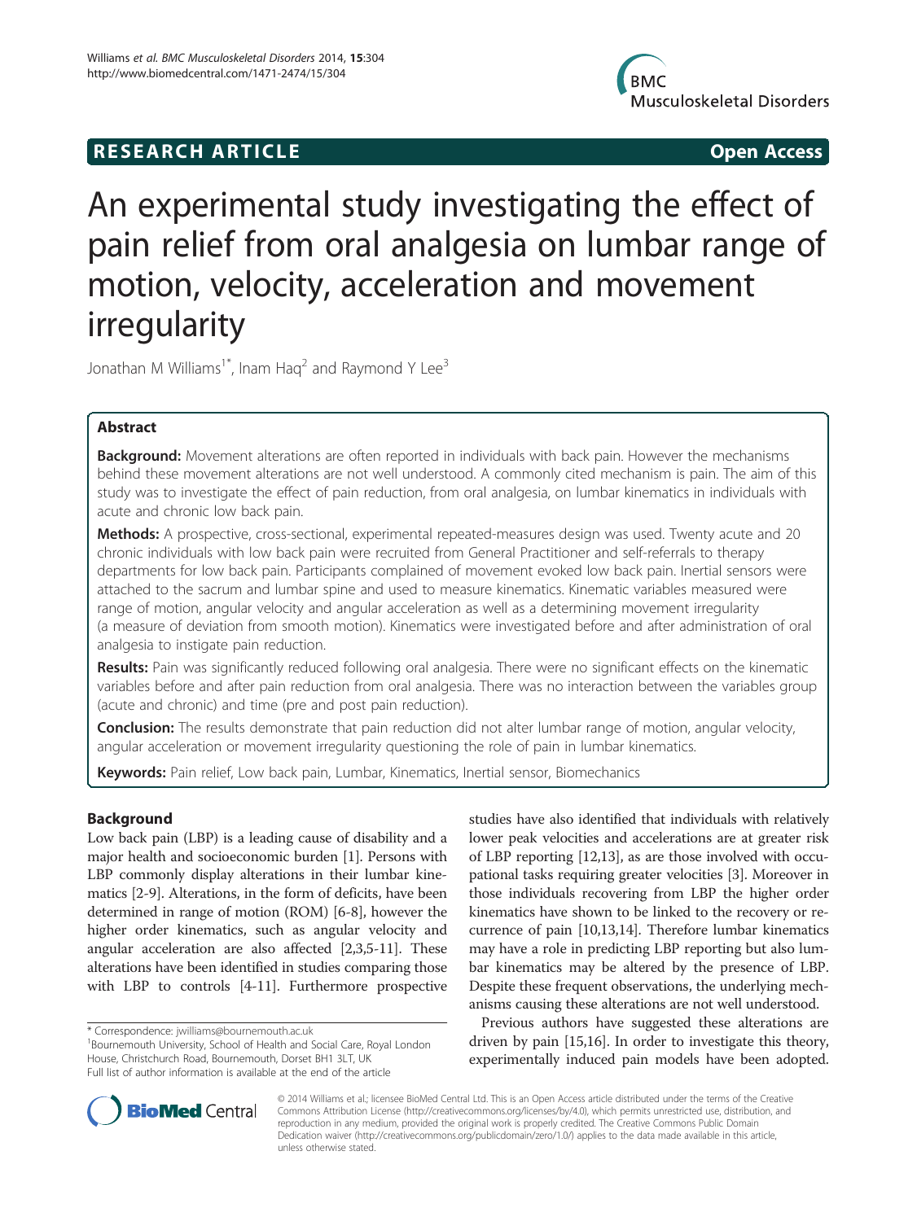# RESEARCH ARTICLE

Open Access

# An experimental study investigating the effect of pain relief from oral analgesia on lumbar range of motion, velocity, acceleration and movement irregularity

Jonathan M Williams[1*], Inam Haq[2] and Raymond Y Lee[3]

## Abstract

**Background:** Movement alterations are often reported in individuals with back pain. However the mechanisms behind these movement alterations are not well understood. A commonly cited mechanism is pain. The aim of this study was to investigate the effect of pain reduction, from oral analgesia, on lumbar kinematics in individuals with acute and chronic low back pain.

**Methods:** A prospective, cross-sectional, experimental repeated-measures design was used. Twenty acute and 20 chronic individuals with low back pain were recruited from General Practitioner and self-referrals to therapy departments for low back pain. Participants complained of movement evoked low back pain. Inertial sensors were attached to the sacrum and lumbar spine and used to measure kinematics. Kinematic variables measured were range of motion, angular velocity and angular acceleration as well as a determining movement irregularity (a measure of deviation from smooth motion). Kinematics were investigated before and after administration of oral analgesia to instigate pain reduction.

**Results:** Pain was significantly reduced following oral analgesia. There were no significant effects on the kinematic variables before and after pain reduction from oral analgesia. There was no interaction between the variables group (acute and chronic) and time (pre and post pain reduction).

**Conclusion:** The results demonstrate that pain reduction did not alter lumbar range of motion, angular velocity, angular acceleration or movement irregularity questioning the role of pain in lumbar kinematics.

**Keywords:** Pain relief, Low back pain, Lumbar, Kinematics, Inertial sensor, Biomechanics

## Background

Low back pain (LBP) is a leading cause of disability and a major health and socioeconomic burden [1]. Persons with LBP commonly display alterations in their lumbar kinematics [2-9]. Alterations, in the form of deficits, have been determined in range of motion (ROM) [6-8], however the higher order kinematics, such as angular velocity and angular acceleration are also affected [2,3,5-11]. These alterations have been identified in studies comparing those with LBP to controls [4-11]. Furthermore prospective studies have also identified that individuals with relatively lower peak velocities and accelerations are at greater risk of LBP reporting [12,13], as are those involved with occupational tasks requiring greater velocities [3]. Moreover in those individuals recovering from LBP the higher order kinematics have shown to be linked to the recovery or recurrence of pain [10,13,14]. Therefore lumbar kinematics may have a role in predicting LBP reporting but also lumbar kinematics may be altered by the presence of LBP. Despite these frequent observations, the underlying mechanisms causing these alterations are not well understood.

Previous authors have suggested these alterations are driven by pain [15,16]. In order to investigate this theory, experimentally induced pain models have been adopted.

\* Correspondence: jwilliams@bournemouth.ac.uk

[1]Bournemouth University, School of Health and Social Care, Royal London House, Christchurch Road, Bournemouth, Dorset BH1 3LT, UK

Full list of author information is available at the end of the article

© 2014 Williams et al.; licensee BioMed Central Ltd. This is an Open Access article distributed under the terms of the Creative Commons Attribution License (http://creativecommons.org/licenses/by/4.0), which permits unrestricted use, distribution, and reproduction in any medium, provided the original work is properly credited. The Creative Commons Public Domain Dedication waiver (http://creativecommons.org/publicdomain/zero/1.0/) applies to the data made available in this article, unless otherwise stated.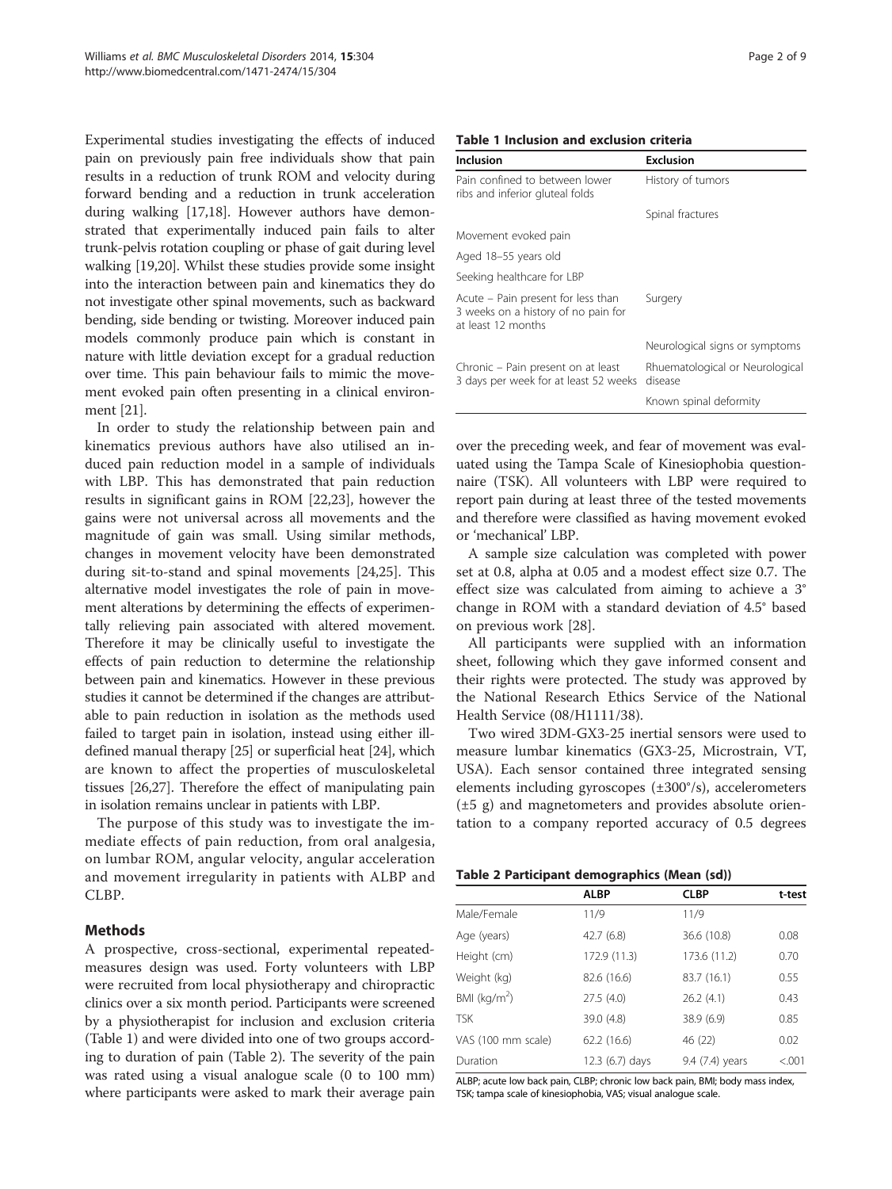Experimental studies investigating the effects of induced pain on previously pain free individuals show that pain results in a reduction of trunk ROM and velocity during forward bending and a reduction in trunk acceleration during walking [17,18]. However authors have demonstrated that experimentally induced pain fails to alter trunk-pelvis rotation coupling or phase of gait during level walking [19,20]. Whilst these studies provide some insight into the interaction between pain and kinematics they do not investigate other spinal movements, such as backward bending, side bending or twisting. Moreover induced pain models commonly produce pain which is constant in nature with little deviation except for a gradual reduction over time. This pain behaviour fails to mimic the movement evoked pain often presenting in a clinical environment [21].

In order to study the relationship between pain and kinematics previous authors have also utilised an induced pain reduction model in a sample of individuals with LBP. This has demonstrated that pain reduction results in significant gains in ROM [22,23], however the gains were not universal across all movements and the magnitude of gain was small. Using similar methods, changes in movement velocity have been demonstrated during sit-to-stand and spinal movements [24,25]. This alternative model investigates the role of pain in movement alterations by determining the effects of experimentally relieving pain associated with altered movement. Therefore it may be clinically useful to investigate the effects of pain reduction to determine the relationship between pain and kinematics. However in these previous studies it cannot be determined if the changes are attributable to pain reduction in isolation as the methods used failed to target pain in isolation, instead using either ill-defined manual therapy [25] or superficial heat [24], which are known to affect the properties of musculoskeletal tissues [26,27]. Therefore the effect of manipulating pain in isolation remains unclear in patients with LBP.

The purpose of this study was to investigate the immediate effects of pain reduction, from oral analgesia, on lumbar ROM, angular velocity, angular acceleration and movement irregularity in patients with ALBP and CLBP.

## Methods

A prospective, cross-sectional, experimental repeated-measures design was used. Forty volunteers with LBP were recruited from local physiotherapy and chiropractic clinics over a six month period. Participants were screened by a physiotherapist for inclusion and exclusion criteria (Table 1) and were divided into one of two groups according to duration of pain (Table 2). The severity of the pain was rated using a visual analogue scale (0 to 100 mm) where participants were asked to mark their average pain over the preceding week, and fear of movement was evaluated using the Tampa Scale of Kinesiophobia questionnaire (TSK). All volunteers with LBP were required to report pain during at least three of the tested movements and therefore were classified as having movement evoked or 'mechanical' LBP.

**Table 1 Inclusion and exclusion criteria**

| Inclusion | Exclusion |
|---|---|
| Pain confined to between lower ribs and inferior gluteal folds | History of tumors |
| | Spinal fractures |
| Movement evoked pain | |
| Aged 18–55 years old | |
| Seeking healthcare for LBP | |
| Acute – Pain present for less than 3 weeks on a history of no pain for at least 12 months | Surgery |
| | Neurological signs or symptoms |
| Chronic – Pain present on at least 3 days per week for at least 52 weeks | Rhuematological or Neurological disease |
| | Known spinal deformity |

A sample size calculation was completed with power set at 0.8, alpha at 0.05 and a modest effect size 0.7. The effect size was calculated from aiming to achieve a 3° change in ROM with a standard deviation of 4.5° based on previous work [28].

All participants were supplied with an information sheet, following which they gave informed consent and their rights were protected. The study was approved by the National Research Ethics Service of the National Health Service (08/H1111/38).

Two wired 3DM-GX3-25 inertial sensors were used to measure lumbar kinematics (GX3-25, Microstrain, VT, USA). Each sensor contained three integrated sensing elements including gyroscopes (±300°/s), accelerometers (±5 g) and magnetometers and provides absolute orientation to a company reported accuracy of 0.5 degrees

**Table 2 Participant demographics (Mean (sd))**

| | ALBP | CLBP | t-test |
|---|---|---|---|
| Male/Female | 11/9 | 11/9 | |
| Age (years) | 42.7 (6.8) | 36.6 (10.8) | 0.08 |
| Height (cm) | 172.9 (11.3) | 173.6 (11.2) | 0.70 |
| Weight (kg) | 82.6 (16.6) | 83.7 (16.1) | 0.55 |
| BMI (kg/m$^2$) | 27.5 (4.0) | 26.2 (4.1) | 0.43 |
| TSK | 39.0 (4.8) | 38.9 (6.9) | 0.85 |
| VAS (100 mm scale) | 62.2 (16.6) | 46 (22) | 0.02 |
| Duration | 12.3 (6.7) days | 9.4 (7.4) years | <.001 |

ALBP; acute low back pain, CLBP; chronic low back pain, BMI; body mass index, TSK; tampa scale of kinesiophobia, VAS; visual analogue scale.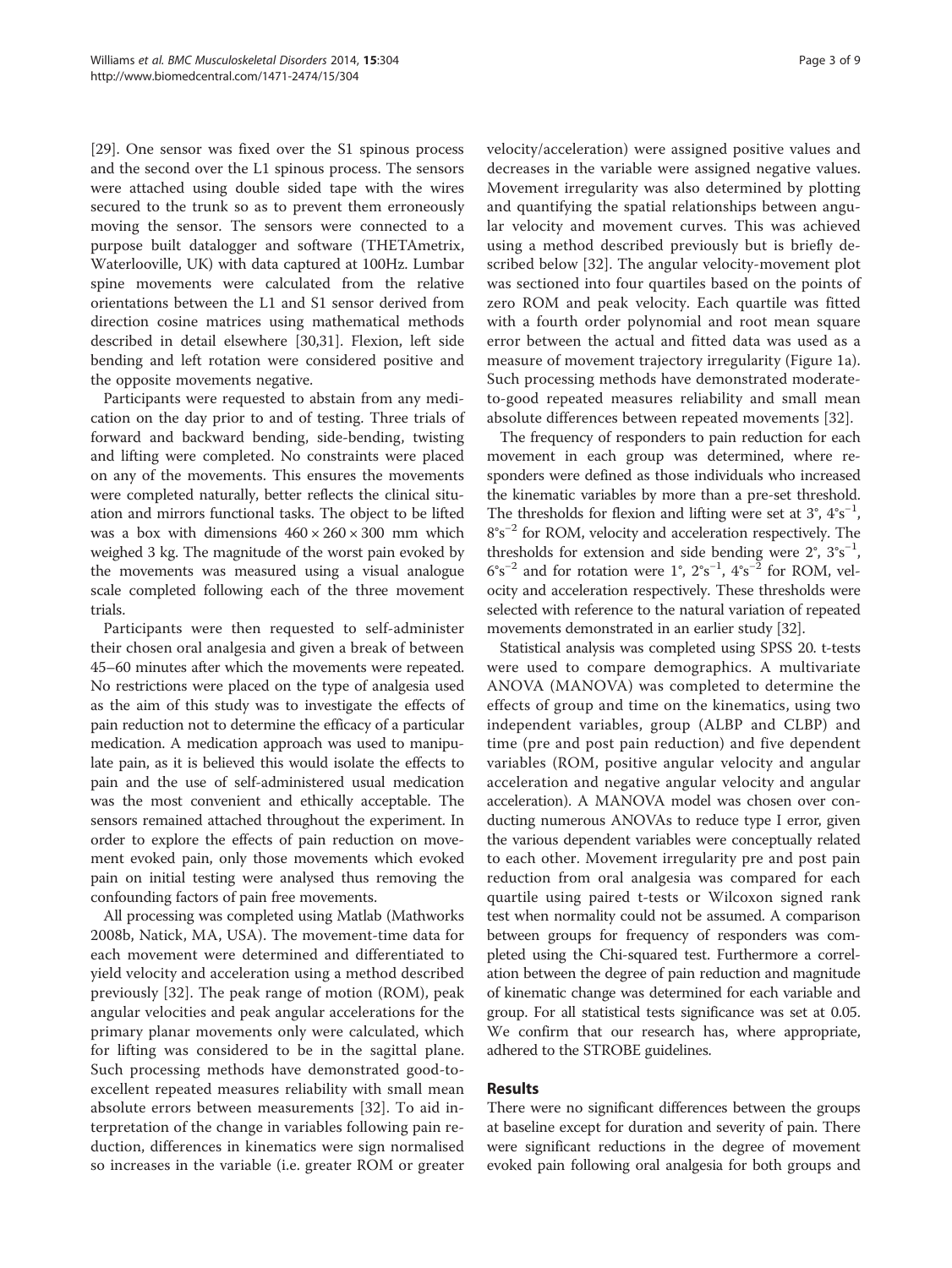[29]. One sensor was fixed over the S1 spinous process and the second over the L1 spinous process. The sensors were attached using double sided tape with the wires secured to the trunk so as to prevent them erroneously moving the sensor. The sensors were connected to a purpose built datalogger and software (THETAmetrix, Waterlooville, UK) with data captured at 100Hz. Lumbar spine movements were calculated from the relative orientations between the L1 and S1 sensor derived from direction cosine matrices using mathematical methods described in detail elsewhere [30,31]. Flexion, left side bending and left rotation were considered positive and the opposite movements negative.

Participants were requested to abstain from any medication on the day prior to and of testing. Three trials of forward and backward bending, side-bending, twisting and lifting were completed. No constraints were placed on any of the movements. This ensures the movements were completed naturally, better reflects the clinical situation and mirrors functional tasks. The object to be lifted was a box with dimensions $460 \times 260 \times 300$ mm which weighed 3 kg. The magnitude of the worst pain evoked by the movements was measured using a visual analogue scale completed following each of the three movement trials.

Participants were then requested to self-administer their chosen oral analgesia and given a break of between 45–60 minutes after which the movements were repeated. No restrictions were placed on the type of analgesia used as the aim of this study was to investigate the effects of pain reduction not to determine the efficacy of a particular medication. A medication approach was used to manipulate pain, as it is believed this would isolate the effects to pain and the use of self-administered usual medication was the most convenient and ethically acceptable. The sensors remained attached throughout the experiment. In order to explore the effects of pain reduction on movement evoked pain, only those movements which evoked pain on initial testing were analysed thus removing the confounding factors of pain free movements.

All processing was completed using Matlab (Mathworks 2008b, Natick, MA, USA). The movement-time data for each movement were determined and differentiated to yield velocity and acceleration using a method described previously [32]. The peak range of motion (ROM), peak angular velocities and peak angular accelerations for the primary planar movements only were calculated, which for lifting was considered to be in the sagittal plane. Such processing methods have demonstrated good-to-excellent repeated measures reliability with small mean absolute errors between measurements [32]. To aid interpretation of the change in variables following pain reduction, differences in kinematics were sign normalised so increases in the variable (i.e. greater ROM or greater velocity/acceleration) were assigned positive values and decreases in the variable were assigned negative values. Movement irregularity was also determined by plotting and quantifying the spatial relationships between angular velocity and movement curves. This was achieved using a method described previously but is briefly described below [32]. The angular velocity-movement plot was sectioned into four quartiles based on the points of zero ROM and peak velocity. Each quartile was fitted with a fourth order polynomial and root mean square error between the actual and fitted data was used as a measure of movement trajectory irregularity (Figure 1a). Such processing methods have demonstrated moderate-to-good repeated measures reliability and small mean absolute differences between repeated movements [32].

The frequency of responders to pain reduction for each movement in each group was determined, where responders were defined as those individuals who increased the kinematic variables by more than a pre-set threshold. The thresholds for flexion and lifting were set at 3°, $4°s^{-1}$, $8°s^{-2}$ for ROM, velocity and acceleration respectively. The thresholds for extension and side bending were 2°, $3°s^{-1}$, $6°s^{-2}$ and for rotation were 1°, $2°s^{-1}$, $4°s^{-2}$ for ROM, velocity and acceleration respectively. These thresholds were selected with reference to the natural variation of repeated movements demonstrated in an earlier study [32].

Statistical analysis was completed using SPSS 20. t-tests were used to compare demographics. A multivariate ANOVA (MANOVA) was completed to determine the effects of group and time on the kinematics, using two independent variables, group (ALBP and CLBP) and time (pre and post pain reduction) and five dependent variables (ROM, positive angular velocity and angular acceleration and negative angular velocity and angular acceleration). A MANOVA model was chosen over conducting numerous ANOVAs to reduce type I error, given the various dependent variables were conceptually related to each other. Movement irregularity pre and post pain reduction from oral analgesia was compared for each quartile using paired t-tests or Wilcoxon signed rank test when normality could not be assumed. A comparison between groups for frequency of responders was completed using the Chi-squared test. Furthermore a correlation between the degree of pain reduction and magnitude of kinematic change was determined for each variable and group. For all statistical tests significance was set at 0.05. We confirm that our research has, where appropriate, adhered to the STROBE guidelines.

## Results

There were no significant differences between the groups at baseline except for duration and severity of pain. There were significant reductions in the degree of movement evoked pain following oral analgesia for both groups and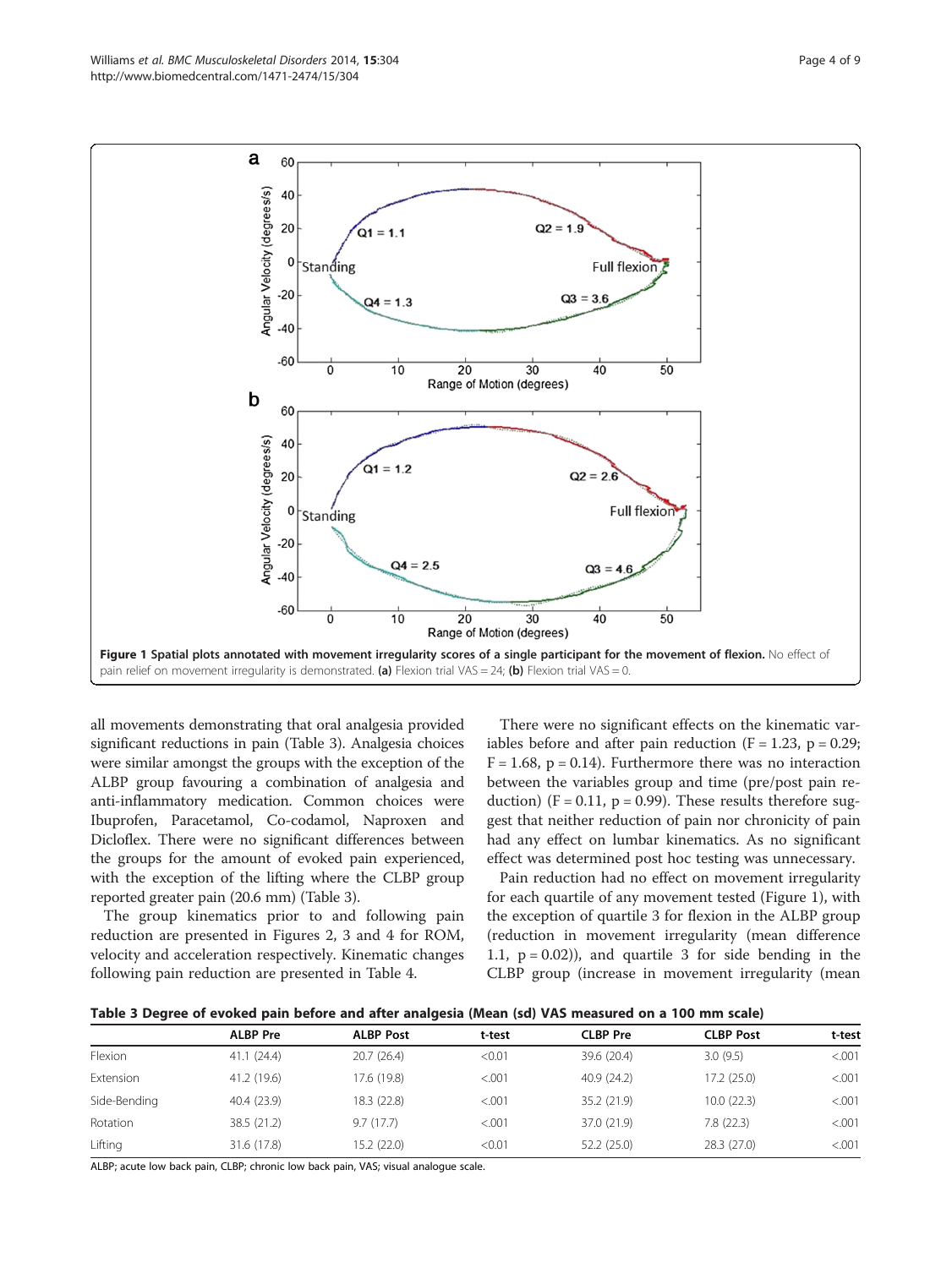**Figure 1 Spatial plots annotated with movement irregularity scores of a single participant for the movement of flexion.** No effect of pain relief on movement irregularity is demonstrated. **(a)** Flexion trial VAS = 24; **(b)** Flexion trial VAS = 0.

all movements demonstrating that oral analgesia provided significant reductions in pain (Table 3). Analgesia choices were similar amongst the groups with the exception of the ALBP group favouring a combination of analgesia and anti-inflammatory medication. Common choices were Ibuprofen, Paracetamol, Co-codamol, Naproxen and Dicloflex. There were no significant differences between the groups for the amount of evoked pain experienced, with the exception of the lifting where the CLBP group reported greater pain (20.6 mm) (Table 3).

The group kinematics prior to and following pain reduction are presented in Figures 2, 3 and 4 for ROM, velocity and acceleration respectively. Kinematic changes following pain reduction are presented in Table 4.

There were no significant effects on the kinematic variables before and after pain reduction ($F = 1.23$, $p = 0.29$; $F = 1.68$, $p = 0.14$). Furthermore there was no interaction between the variables group and time (pre/post pain reduction) ($F = 0.11$, $p = 0.99$). These results therefore suggest that neither reduction of pain nor chronicity of pain had any effect on lumbar kinematics. As no significant effect was determined post hoc testing was unnecessary.

Pain reduction had no effect on movement irregularity for each quartile of any movement tested (Figure 1), with the exception of quartile 3 for flexion in the ALBP group (reduction in movement irregularity (mean difference 1.1, $p = 0.02$)), and quartile 3 for side bending in the CLBP group (increase in movement irregularity (mean

**Table 3 Degree of evoked pain before and after analgesia (Mean (sd) VAS measured on a 100 mm scale)**

| | ALBP Pre | ALBP Post | t-test | CLBP Pre | CLBP Post | t-test |
|---|---|---|---|---|---|---|
| Flexion | 41.1 (24.4) | 20.7 (26.4) | <0.01 | 39.6 (20.4) | 3.0 (9.5) | <.001 |
| Extension | 41.2 (19.6) | 17.6 (19.8) | <.001 | 40.9 (24.2) | 17.2 (25.0) | <.001 |
| Side-Bending | 40.4 (23.9) | 18.3 (22.8) | <.001 | 35.2 (21.9) | 10.0 (22.3) | <.001 |
| Rotation | 38.5 (21.2) | 9.7 (17.7) | <.001 | 37.0 (21.9) | 7.8 (22.3) | <.001 |
| Lifting | 31.6 (17.8) | 15.2 (22.0) | <0.01 | 52.2 (25.0) | 28.3 (27.0) | <.001 |

ALBP; acute low back pain, CLBP; chronic low back pain, VAS; visual analogue scale.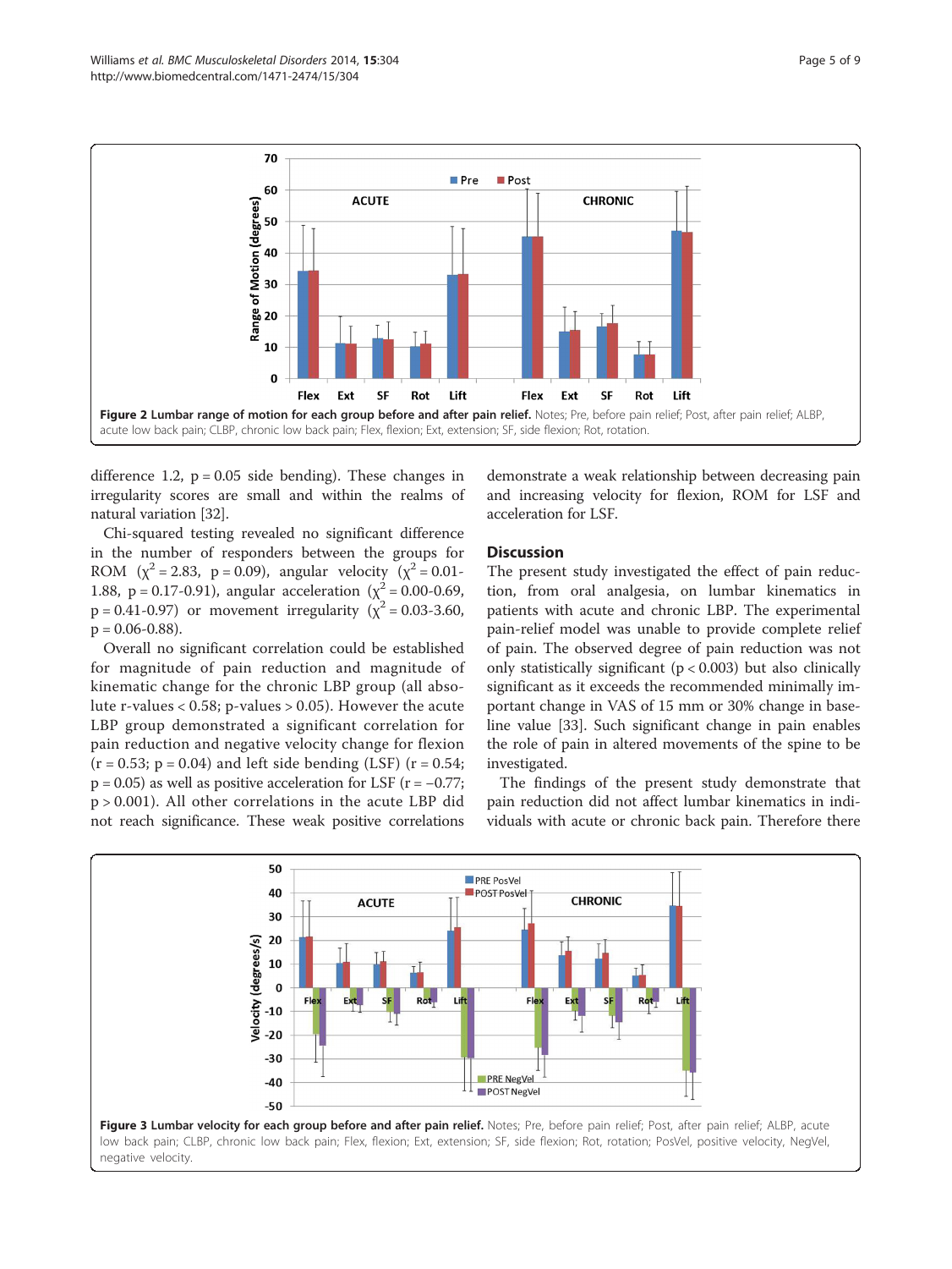**Figure 2 Lumbar range of motion for each group before and after pain relief.** Notes; Pre, before pain relief; Post, after pain relief; ALBP, acute low back pain; CLBP, chronic low back pain; Flex, flexion; Ext, extension; SF, side flexion; Rot, rotation.

difference 1.2, p = 0.05 side bending). These changes in irregularity scores are small and within the realms of natural variation [32].

Chi-squared testing revealed no significant difference in the number of responders between the groups for ROM ($\chi^2 = 2.83$, p = 0.09), angular velocity ($\chi^2 = 0.01$-1.88, p = 0.17-0.91), angular acceleration ($\chi^2 = 0.00$-0.69, p = 0.41-0.97) or movement irregularity ($\chi^2 = 0.03$-3.60, p = 0.06-0.88).

Overall no significant correlation could be established for magnitude of pain reduction and magnitude of kinematic change for the chronic LBP group (all absolute r-values < 0.58; p-values > 0.05). However the acute LBP group demonstrated a significant correlation for pain reduction and negative velocity change for flexion (r = 0.53; p = 0.04) and left side bending (LSF) (r = 0.54; p = 0.05) as well as positive acceleration for LSF (r = −0.77; p > 0.001). All other correlations in the acute LBP did not reach significance. These weak positive correlations demonstrate a weak relationship between decreasing pain and increasing velocity for flexion, ROM for LSF and acceleration for LSF.

## Discussion

The present study investigated the effect of pain reduction, from oral analgesia, on lumbar kinematics in patients with acute and chronic LBP. The experimental pain-relief model was unable to provide complete relief of pain. The observed degree of pain reduction was not only statistically significant (p < 0.003) but also clinically significant as it exceeds the recommended minimally important change in VAS of 15 mm or 30% change in baseline value [33]. Such significant change in pain enables the role of pain in altered movements of the spine to be investigated.

The findings of the present study demonstrate that pain reduction did not affect lumbar kinematics in individuals with acute or chronic back pain. Therefore there

**Figure 3 Lumbar velocity for each group before and after pain relief.** Notes; Pre, before pain relief; Post, after pain relief; ALBP, acute low back pain; CLBP, chronic low back pain; Flex, flexion; Ext, extension; SF, side flexion; Rot, rotation; PosVel, positive velocity, NegVel, negative velocity.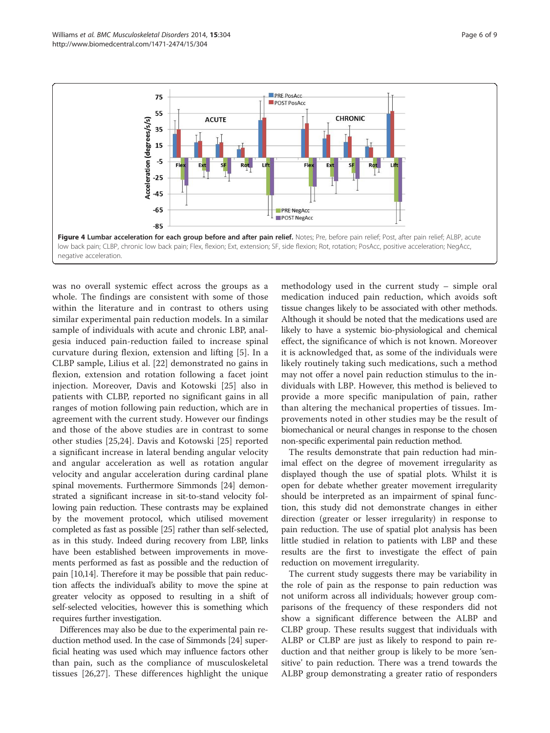**Figure 4 Lumbar acceleration for each group before and after pain relief.** Notes; Pre, before pain relief; Post, after pain relief; ALBP, acute low back pain; CLBP, chronic low back pain; Flex, flexion; Ext, extension; SF, side flexion; Rot, rotation; PosAcc, positive acceleration; NegAcc, negative acceleration.

was no overall systemic effect across the groups as a whole. The findings are consistent with some of those within the literature and in contrast to others using similar experimental pain reduction models. In a similar sample of individuals with acute and chronic LBP, analgesia induced pain-reduction failed to increase spinal curvature during flexion, extension and lifting [5]. In a CLBP sample, Lilius et al. [22] demonstrated no gains in flexion, extension and rotation following a facet joint injection. Moreover, Davis and Kotowski [25] also in patients with CLBP, reported no significant gains in all ranges of motion following pain reduction, which are in agreement with the current study. However our findings and those of the above studies are in contrast to some other studies [25,24]. Davis and Kotowski [25] reported a significant increase in lateral bending angular velocity and angular acceleration as well as rotation angular velocity and angular acceleration during cardinal plane spinal movements. Furthermore Simmonds [24] demonstrated a significant increase in sit-to-stand velocity following pain reduction. These contrasts may be explained by the movement protocol, which utilised movement completed as fast as possible [25] rather than self-selected, as in this study. Indeed during recovery from LBP, links have been established between improvements in movements performed as fast as possible and the reduction of pain [10,14]. Therefore it may be possible that pain reduction affects the individual's ability to move the spine at greater velocity as opposed to resulting in a shift of self-selected velocities, however this is something which requires further investigation.

Differences may also be due to the experimental pain reduction method used. In the case of Simmonds [24] superficial heating was used which may influence factors other than pain, such as the compliance of musculoskeletal tissues [26,27]. These differences highlight the unique methodology used in the current study – simple oral medication induced pain reduction, which avoids soft tissue changes likely to be associated with other methods. Although it should be noted that the medications used are likely to have a systemic bio-physiological and chemical effect, the significance of which is not known. Moreover it is acknowledged that, as some of the individuals were likely routinely taking such medications, such a method may not offer a novel pain reduction stimulus to the individuals with LBP. However, this method is believed to provide a more specific manipulation of pain, rather than altering the mechanical properties of tissues. Improvements noted in other studies may be the result of biomechanical or neural changes in response to the chosen non-specific experimental pain reduction method.

The results demonstrate that pain reduction had minimal effect on the degree of movement irregularity as displayed though the use of spatial plots. Whilst it is open for debate whether greater movement irregularity should be interpreted as an impairment of spinal function, this study did not demonstrate changes in either direction (greater or lesser irregularity) in response to pain reduction. The use of spatial plot analysis has been little studied in relation to patients with LBP and these results are the first to investigate the effect of pain reduction on movement irregularity.

The current study suggests there may be variability in the role of pain as the response to pain reduction was not uniform across all individuals; however group comparisons of the frequency of these responders did not show a significant difference between the ALBP and CLBP group. These results suggest that individuals with ALBP or CLBP are just as likely to respond to pain reduction and that neither group is likely to be more 'sensitive' to pain reduction. There was a trend towards the ALBP group demonstrating a greater ratio of responders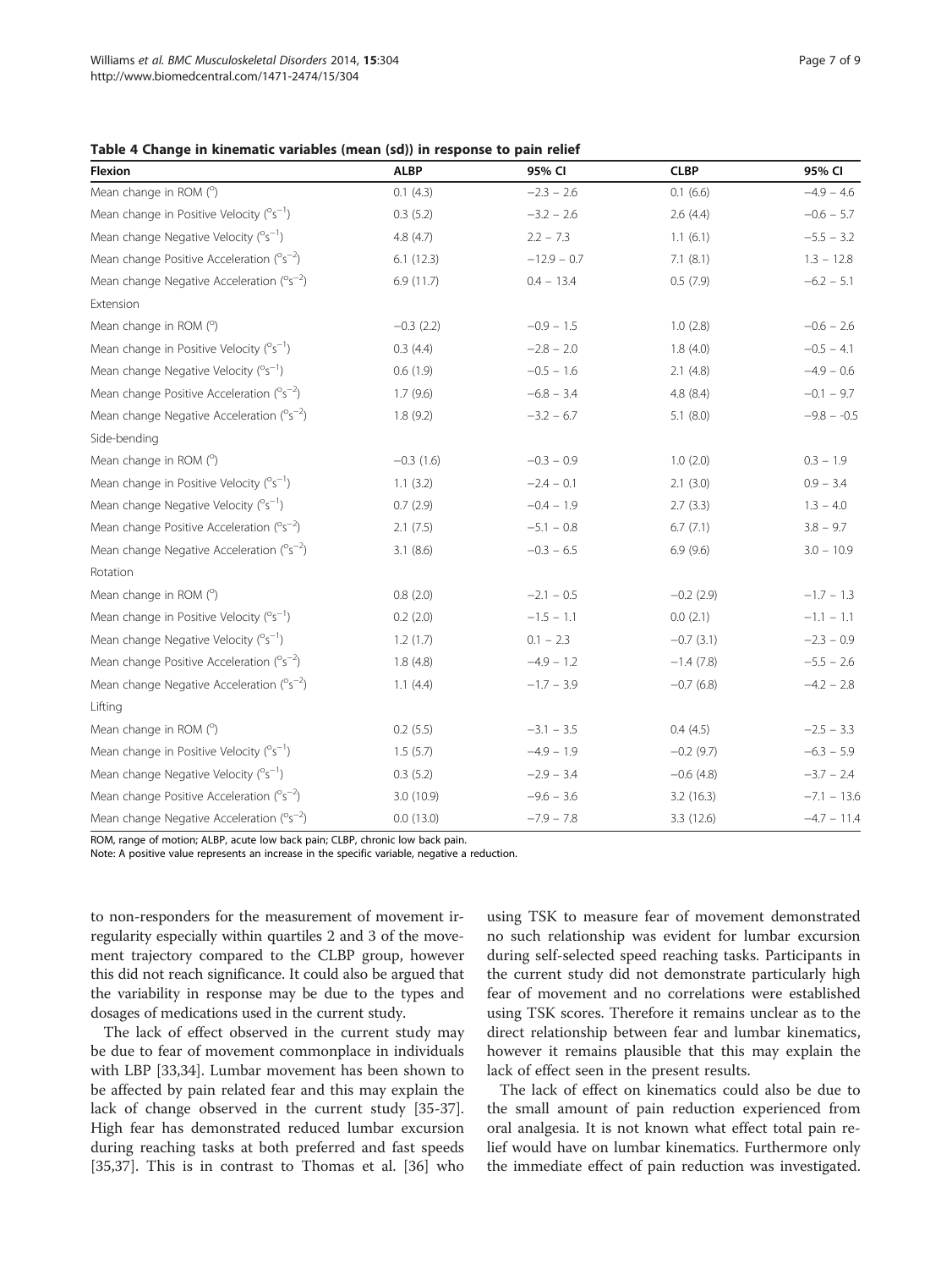**Table 4 Change in kinematic variables (mean (sd)) in response to pain relief**

| Flexion | ALBP | 95% CI | CLBP | 95% CI |
|---|---|---|---|---|
| Mean change in ROM (°) | 0.1 (4.3) | −2.3 − 2.6 | 0.1 (6.6) | −4.9 − 4.6 |
| Mean change in Positive Velocity ($°s^{-1}$) | 0.3 (5.2) | −3.2 − 2.6 | 2.6 (4.4) | −0.6 − 5.7 |
| Mean change Negative Velocity ($°s^{-1}$) | 4.8 (4.7) | 2.2 − 7.3 | 1.1 (6.1) | −5.5 − 3.2 |
| Mean change Positive Acceleration ($°s^{-2}$) | 6.1 (12.3) | −12.9 − 0.7 | 7.1 (8.1) | 1.3 − 12.8 |
| Mean change Negative Acceleration ($°s^{-2}$) | 6.9 (11.7) | 0.4 − 13.4 | 0.5 (7.9) | −6.2 − 5.1 |
| Extension | | | | |
| Mean change in ROM (°) | −0.3 (2.2) | −0.9 − 1.5 | 1.0 (2.8) | −0.6 − 2.6 |
| Mean change in Positive Velocity ($°s^{-1}$) | 0.3 (4.4) | −2.8 − 2.0 | 1.8 (4.0) | −0.5 − 4.1 |
| Mean change Negative Velocity ($°s^{-1}$) | 0.6 (1.9) | −0.5 − 1.6 | 2.1 (4.8) | −4.9 − 0.6 |
| Mean change Positive Acceleration ($°s^{-2}$) | 1.7 (9.6) | −6.8 − 3.4 | 4.8 (8.4) | −0.1 − 9.7 |
| Mean change Negative Acceleration ($°s^{-2}$) | 1.8 (9.2) | −3.2 − 6.7 | 5.1 (8.0) | −9.8 − -0.5 |
| Side-bending | | | | |
| Mean change in ROM (°) | −0.3 (1.6) | −0.3 − 0.9 | 1.0 (2.0) | 0.3 − 1.9 |
| Mean change in Positive Velocity ($°s^{-1}$) | 1.1 (3.2) | −2.4 − 0.1 | 2.1 (3.0) | 0.9 − 3.4 |
| Mean change Negative Velocity ($°s^{-1}$) | 0.7 (2.9) | −0.4 − 1.9 | 2.7 (3.3) | 1.3 − 4.0 |
| Mean change Positive Acceleration ($°s^{-2}$) | 2.1 (7.5) | −5.1 − 0.8 | 6.7 (7.1) | 3.8 − 9.7 |
| Mean change Negative Acceleration ($°s^{-2}$) | 3.1 (8.6) | −0.3 − 6.5 | 6.9 (9.6) | 3.0 − 10.9 |
| Rotation | | | | |
| Mean change in ROM (°) | 0.8 (2.0) | −2.1 − 0.5 | −0.2 (2.9) | −1.7 − 1.3 |
| Mean change in Positive Velocity ($°s^{-1}$) | 0.2 (2.0) | −1.5 − 1.1 | 0.0 (2.1) | −1.1 − 1.1 |
| Mean change Negative Velocity ($°s^{-1}$) | 1.2 (1.7) | 0.1 − 2.3 | −0.7 (3.1) | −2.3 − 0.9 |
| Mean change Positive Acceleration ($°s^{-2}$) | 1.8 (4.8) | −4.9 − 1.2 | −1.4 (7.8) | −5.5 − 2.6 |
| Mean change Negative Acceleration ($°s^{-2}$) | 1.1 (4.4) | −1.7 − 3.9 | −0.7 (6.8) | −4.2 − 2.8 |
| Lifting | | | | |
| Mean change in ROM (°) | 0.2 (5.5) | −3.1 − 3.5 | 0.4 (4.5) | −2.5 − 3.3 |
| Mean change in Positive Velocity ($°s^{-1}$) | 1.5 (5.7) | −4.9 − 1.9 | −0.2 (9.7) | −6.3 − 5.9 |
| Mean change Negative Velocity ($°s^{-1}$) | 0.3 (5.2) | −2.9 − 3.4 | −0.6 (4.8) | −3.7 − 2.4 |
| Mean change Positive Acceleration ($°s^{-2}$) | 3.0 (10.9) | −9.6 − 3.6 | 3.2 (16.3) | −7.1 − 13.6 |
| Mean change Negative Acceleration ($°s^{-2}$) | 0.0 (13.0) | −7.9 − 7.8 | 3.3 (12.6) | −4.7 − 11.4 |

ROM, range of motion; ALBP, acute low back pain; CLBP, chronic low back pain.
Note: A positive value represents an increase in the specific variable, negative a reduction.

to non-responders for the measurement of movement irregularity especially within quartiles 2 and 3 of the movement trajectory compared to the CLBP group, however this did not reach significance. It could also be argued that the variability in response may be due to the types and dosages of medications used in the current study.

The lack of effect observed in the current study may be due to fear of movement commonplace in individuals with LBP [33,34]. Lumbar movement has been shown to be affected by pain related fear and this may explain the lack of change observed in the current study [35-37]. High fear has demonstrated reduced lumbar excursion during reaching tasks at both preferred and fast speeds [35,37]. This is in contrast to Thomas et al. [36] who using TSK to measure fear of movement demonstrated no such relationship was evident for lumbar excursion during self-selected speed reaching tasks. Participants in the current study did not demonstrate particularly high fear of movement and no correlations were established using TSK scores. Therefore it remains unclear as to the direct relationship between fear and lumbar kinematics, however it remains plausible that this may explain the lack of effect seen in the present results.

The lack of effect on kinematics could also be due to the small amount of pain reduction experienced from oral analgesia. It is not known what effect total pain relief would have on lumbar kinematics. Furthermore only the immediate effect of pain reduction was investigated.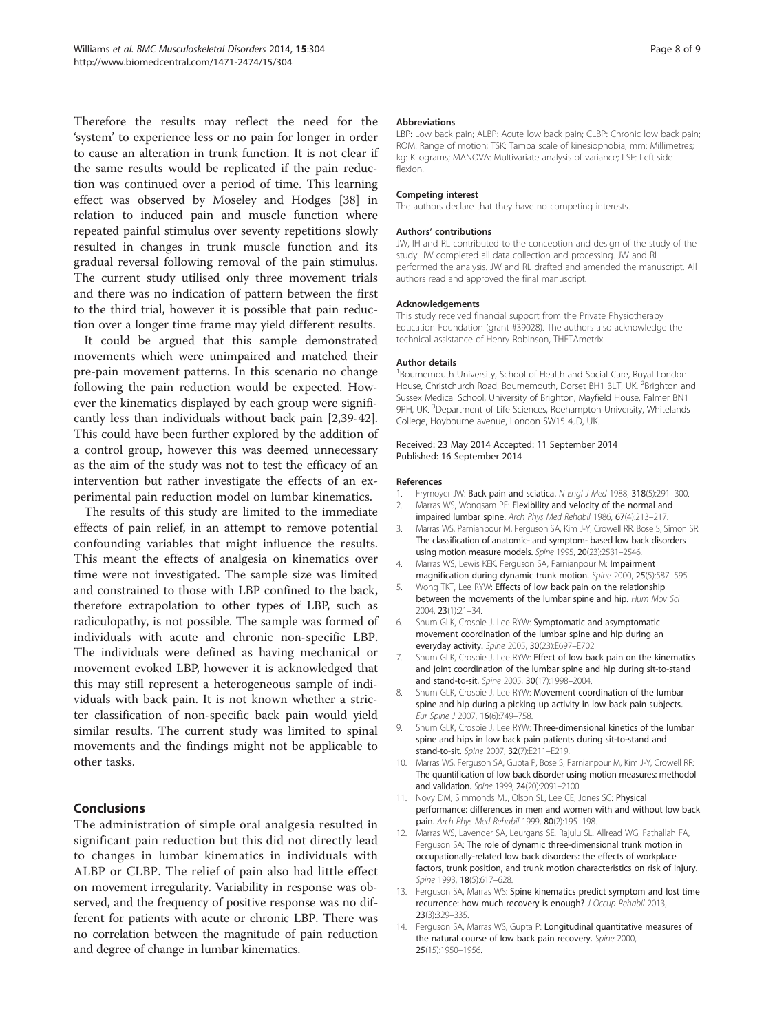Therefore the results may reflect the need for the 'system' to experience less or no pain for longer in order to cause an alteration in trunk function. It is not clear if the same results would be replicated if the pain reduction was continued over a period of time. This learning effect was observed by Moseley and Hodges [38] in relation to induced pain and muscle function where repeated painful stimulus over seventy repetitions slowly resulted in changes in trunk muscle function and its gradual reversal following removal of the pain stimulus. The current study utilised only three movement trials and there was no indication of pattern between the first to the third trial, however it is possible that pain reduction over a longer time frame may yield different results.

It could be argued that this sample demonstrated movements which were unimpaired and matched their pre-pain movement patterns. In this scenario no change following the pain reduction would be expected. However the kinematics displayed by each group were significantly less than individuals without back pain [2,39-42]. This could have been further explored by the addition of a control group, however this was deemed unnecessary as the aim of the study was not to test the efficacy of an intervention but rather investigate the effects of an experimental pain reduction model on lumbar kinematics.

The results of this study are limited to the immediate effects of pain relief, in an attempt to remove potential confounding variables that might influence the results. This meant the effects of analgesia on kinematics over time were not investigated. The sample size was limited and constrained to those with LBP confined to the back, therefore extrapolation to other types of LBP, such as radiculopathy, is not possible. The sample was formed of individuals with acute and chronic non-specific LBP. The individuals were defined as having mechanical or movement evoked LBP, however it is acknowledged that this may still represent a heterogeneous sample of individuals with back pain. It is not known whether a stricter classification of non-specific back pain would yield similar results. The current study was limited to spinal movements and the findings might not be applicable to other tasks.

## Conclusions

The administration of simple oral analgesia resulted in significant pain reduction but this did not directly lead to changes in lumbar kinematics in individuals with ALBP or CLBP. The relief of pain also had little effect on movement irregularity. Variability in response was observed, and the frequency of positive response was no different for patients with acute or chronic LBP. There was no correlation between the magnitude of pain reduction and degree of change in lumbar kinematics.

#### Abbreviations

LBP: Low back pain; ALBP: Acute low back pain; CLBP: Chronic low back pain; ROM: Range of motion; TSK: Tampa scale of kinesiophobia; mm: Millimetres; kg: Kilograms; MANOVA: Multivariate analysis of variance; LSF: Left side flexion.

#### Competing interest

The authors declare that they have no competing interests.

#### Authors' contributions

JW, IH and RL contributed to the conception and design of the study of the study. JW completed all data collection and processing. JW and RL performed the analysis. JW and RL drafted and amended the manuscript. All authors read and approved the final manuscript.

#### Acknowledgements

This study received financial support from the Private Physiotherapy Education Foundation (grant #39028). The authors also acknowledge the technical assistance of Henry Robinson, THETAmetrix.

#### Author details

[1]Bournemouth University, School of Health and Social Care, Royal London House, Christchurch Road, Bournemouth, Dorset BH1 3LT, UK. [2]Brighton and Sussex Medical School, University of Brighton, Mayfield House, Falmer BN1 9PH, UK. [3]Department of Life Sciences, Roehampton University, Whitelands College, Hoybourne avenue, London SW15 4JD, UK.

Received: 23 May 2014 Accepted: 11 September 2014
Published: 16 September 2014

#### References

1. Frymoyer JW: **Back pain and sciatica.** *N Engl J Med* 1988, **318**(5):291–300.
2. Marras WS, Wongsam PE: **Flexibility and velocity of the normal and impaired lumbar spine.** *Arch Phys Med Rehabil* 1986, **67**(4):213–217.
3. Marras WS, Parnianpour M, Ferguson SA, Kim J-Y, Crowell RR, Bose S, Simon SR: **The classification of anatomic- and symptom- based low back disorders using motion measure models.** *Spine* 1995, **20**(23):2531–2546.
4. Marras WS, Lewis KEK, Ferguson SA, Parnianpour M: **Impairment magnification during dynamic trunk motion.** *Spine* 2000, **25**(5):587–595.
5. Wong TKT, Lee RYW: **Effects of low back pain on the relationship between the movements of the lumbar spine and hip.** *Hum Mov Sci* 2004, **23**(1):21–34.
6. Shum GLK, Crosbie J, Lee RYW: **Symptomatic and asymptomatic movement coordination of the lumbar spine and hip during an everyday activity.** *Spine* 2005, **30**(23):E697–E702.
7. Shum GLK, Crosbie J, Lee RYW: **Effect of low back pain on the kinematics and joint coordination of the lumbar spine and hip during sit-to-stand and stand-to-sit.** *Spine* 2005, **30**(17):1998–2004.
8. Shum GLK, Crosbie J, Lee RYW: **Movement coordination of the lumbar spine and hip during a picking up activity in low back pain subjects.** *Eur Spine J* 2007, **16**(6):749–758.
9. Shum GLK, Crosbie J, Lee RYW: **Three-dimensional kinetics of the lumbar spine and hips in low back pain patients during sit-to-stand and stand-to-sit.** *Spine* 2007, **32**(7):E211–E219.
10. Marras WS, Ferguson SA, Gupta P, Bose S, Parnianpour M, Kim J-Y, Crowell RR: **The quantification of low back disorder using motion measures: methodol and validation.** *Spine* 1999, **24**(20):2091–2100.
11. Novy DM, Simmonds MJ, Olson SL, Lee CE, Jones SC: **Physical performance: differences in men and women with and without low back pain.** *Arch Phys Med Rehabil* 1999, **80**(2):195–198.
12. Marras WS, Lavender SA, Leurgans SE, Rajulu SL, Allread WG, Fathallah FA, Ferguson SA: **The role of dynamic three-dimensional trunk motion in occupationally-related low back disorders: the effects of workplace factors, trunk position, and trunk motion characteristics on risk of injury.** *Spine* 1993, **18**(5):617–628.
13. Ferguson SA, Marras WS: **Spine kinematics predict symptom and lost time recurrence: how much recovery is enough?** *J Occup Rehabil* 2013, **23**(3):329–335.
14. Ferguson SA, Marras WS, Gupta P: **Longitudinal quantitative measures of the natural course of low back pain recovery.** *Spine* 2000, **25**(15):1950–1956.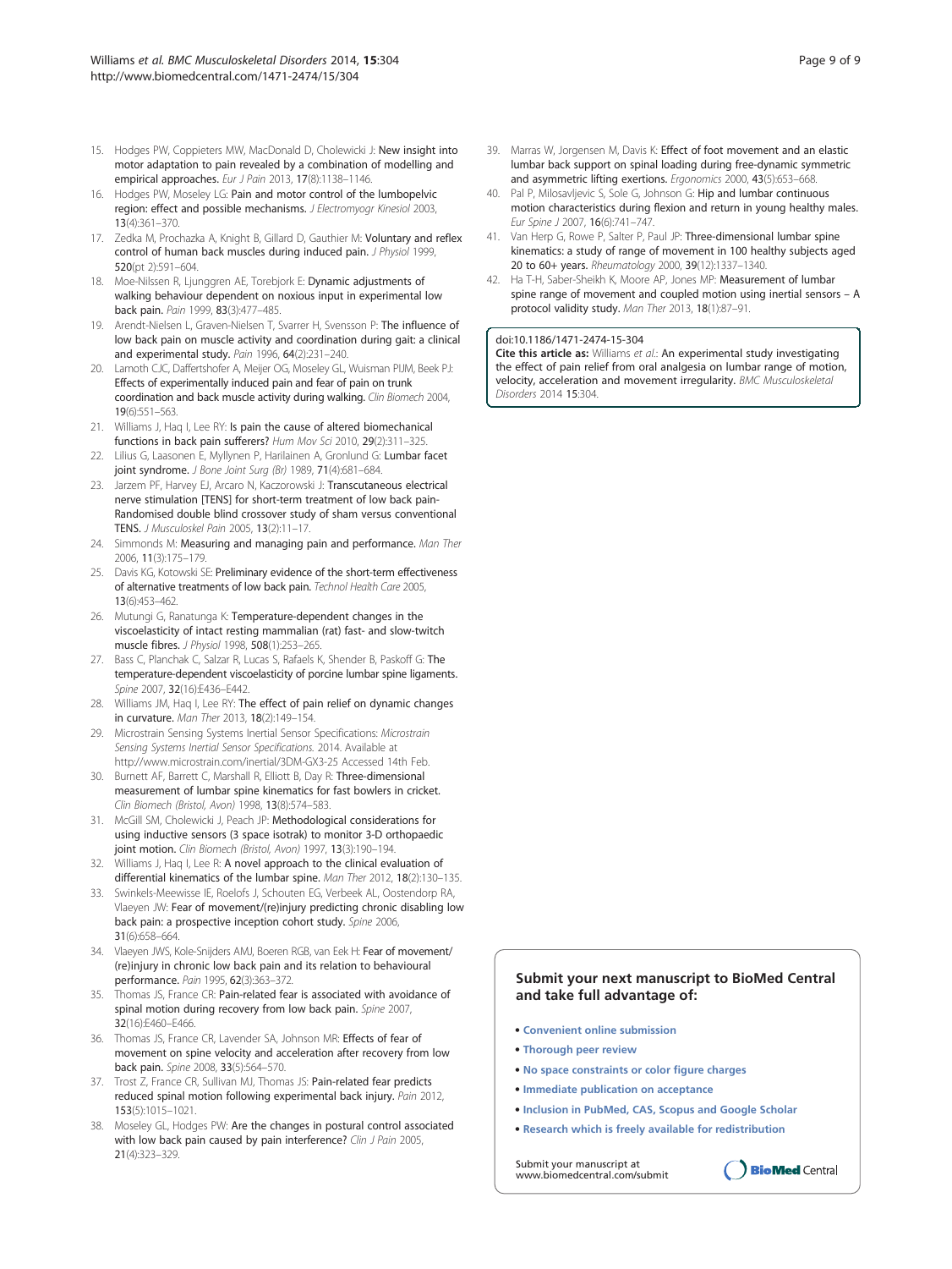15. Hodges PW, Coppieters MW, MacDonald D, Cholewicki J: **New insight into motor adaptation to pain revealed by a combination of modelling and empirical approaches.** *Eur J Pain* 2013, **17**(8):1138–1146.
16. Hodges PW, Moseley LG: **Pain and motor control of the lumbopelvic region: effect and possible mechanisms.** *J Electromyogr Kinesiol* 2003, **13**(4):361–370.
17. Zedka M, Prochazka A, Knight B, Gillard D, Gauthier M: **Voluntary and reflex control of human back muscles during induced pain.** *J Physiol* 1999, **520**(pt 2):591–604.
18. Moe-Nilssen R, Ljunggren AE, Torebjork E: **Dynamic adjustments of walking behaviour dependent on noxious input in experimental low back pain.** *Pain* 1999, **83**(3):477–485.
19. Arendt-Nielsen L, Graven-Nielsen T, Svarrer H, Svensson P: **The influence of low back pain on muscle activity and coordination during gait: a clinical and experimental study.** *Pain* 1996, **64**(2):231–240.
20. Lamoth CJC, Daffertshofer A, Meijer OG, Moseley GL, Wuisman PIJM, Beek PJ: **Effects of experimentally induced pain and fear of pain on trunk coordination and back muscle activity during walking.** *Clin Biomech* 2004, **19**(6):551–563.
21. Williams J, Haq I, Lee RY: **Is pain the cause of altered biomechanical functions in back pain sufferers?** *Hum Mov Sci* 2010, **29**(2):311–325.
22. Lilius G, Laasonen E, Myllynen P, Harilainen A, Gronlund G: **Lumbar facet joint syndrome.** *J Bone Joint Surg (Br)* 1989, **71**(4):681–684.
23. Jarzem PF, Harvey EJ, Arcaro N, Kaczorowski J: **Transcutaneous electrical nerve stimulation [TENS] for short-term treatment of low back pain-Randomised double blind crossover study of sham versus conventional TENS.** *J Musculoskel Pain* 2005, **13**(2):11–17.
24. Simmonds M: **Measuring and managing pain and performance.** *Man Ther* 2006, **11**(3):175–179.
25. Davis KG, Kotowski SE: **Preliminary evidence of the short-term effectiveness of alternative treatments of low back pain.** *Technol Health Care* 2005, **13**(6):453–462.
26. Mutungi G, Ranatunga K: **Temperature-dependent changes in the viscoelasticity of intact resting mammalian (rat) fast- and slow-twitch muscle fibres.** *J Physiol* 1998, **508**(1):253–265.
27. Bass C, Planchak C, Salzar R, Lucas S, Rafaels K, Shender B, Paskoff G: **The temperature-dependent viscoelasticity of porcine lumbar spine ligaments.** *Spine* 2007, **32**(16):E436–E442.
28. Williams JM, Haq I, Lee RY: **The effect of pain relief on dynamic changes in curvature.** *Man Ther* 2013, **18**(2):149–154.
29. Microstrain Sensing Systems Inertial Sensor Specifications: *Microstrain Sensing Systems Inertial Sensor Specifications.* 2014. Available at http://www.microstrain.com/inertial/3DM-GX3-25 Accessed 14th Feb.
30. Burnett AF, Barrett C, Marshall R, Elliott B, Day R: **Three-dimensional measurement of lumbar spine kinematics for fast bowlers in cricket.** *Clin Biomech (Bristol, Avon)* 1998, **13**(8):574–583.
31. McGill SM, Cholewicki J, Peach JP: **Methodological considerations for using inductive sensors (3 space isotrak) to monitor 3-D orthopaedic joint motion.** *Clin Biomech (Bristol, Avon)* 1997, **13**(3):190–194.
32. Williams J, Haq I, Lee R: **A novel approach to the clinical evaluation of differential kinematics of the lumbar spine.** *Man Ther* 2012, **18**(2):130–135.
33. Swinkels-Meewisse IE, Roelofs J, Schouten EG, Verbeek AL, Oostendorp RA, Vlaeyen JW: **Fear of movement/(re)injury predicting chronic disabling low back pain: a prospective inception cohort study.** *Spine* 2006, **31**(6):658–664.
34. Vlaeyen JWS, Kole-Snijders AMJ, Boeren RGB, van Eek H: **Fear of movement/(re)injury in chronic low back pain and its relation to behavioural performance.** *Pain* 1995, **62**(3):363–372.
35. Thomas JS, France CR: **Pain-related fear is associated with avoidance of spinal motion during recovery from low back pain.** *Spine* 2007, **32**(16):E460–E466.
36. Thomas JS, France CR, Lavender SA, Johnson MR: **Effects of fear of movement on spine velocity and acceleration after recovery from low back pain.** *Spine* 2008, **33**(5):564–570.
37. Trost Z, France CR, Sullivan MJ, Thomas JS: **Pain-related fear predicts reduced spinal motion following experimental back injury.** *Pain* 2012, **153**(5):1015–1021.
38. Moseley GL, Hodges PW: **Are the changes in postural control associated with low back pain caused by pain interference?** *Clin J Pain* 2005, **21**(4):323–329.
39. Marras W, Jorgensen M, Davis K: **Effect of foot movement and an elastic lumbar back support on spinal loading during free-dynamic symmetric and asymmetric lifting exertions.** *Ergonomics* 2000, **43**(5):653–668.
40. Pal P, Milosavljevic S, Sole G, Johnson G: **Hip and lumbar continuous motion characteristics during flexion and return in young healthy males.** *Eur Spine J* 2007, **16**(6):741–747.
41. Van Herp G, Rowe P, Salter P, Paul JP: **Three-dimensional lumbar spine kinematics: a study of range of movement in 100 healthy subjects aged 20 to 60+ years.** *Rheumatology* 2000, **39**(12):1337–1340.
42. Ha T-H, Saber-Sheikh K, Moore AP, Jones MP: **Measurement of lumbar spine range of movement and coupled motion using inertial sensors – A protocol validity study.** *Man Ther* 2013, **18**(1):87–91.

doi:10.1186/1471-2474-15-304

**Cite this article as:** Williams *et al.*: An experimental study investigating the effect of pain relief from oral analgesia on lumbar range of motion, velocity, acceleration and movement irregularity. *BMC Musculoskeletal Disorders* 2014 **15**:304.

**Submit your next manuscript to BioMed Central and take full advantage of:**

- Convenient online submission
- Thorough peer review
- No space constraints or color figure charges
- Immediate publication on acceptance
- Inclusion in PubMed, CAS, Scopus and Google Scholar
- Research which is freely available for redistribution

Submit your manuscript at www.biomedcentral.com/submit

BioMed Central